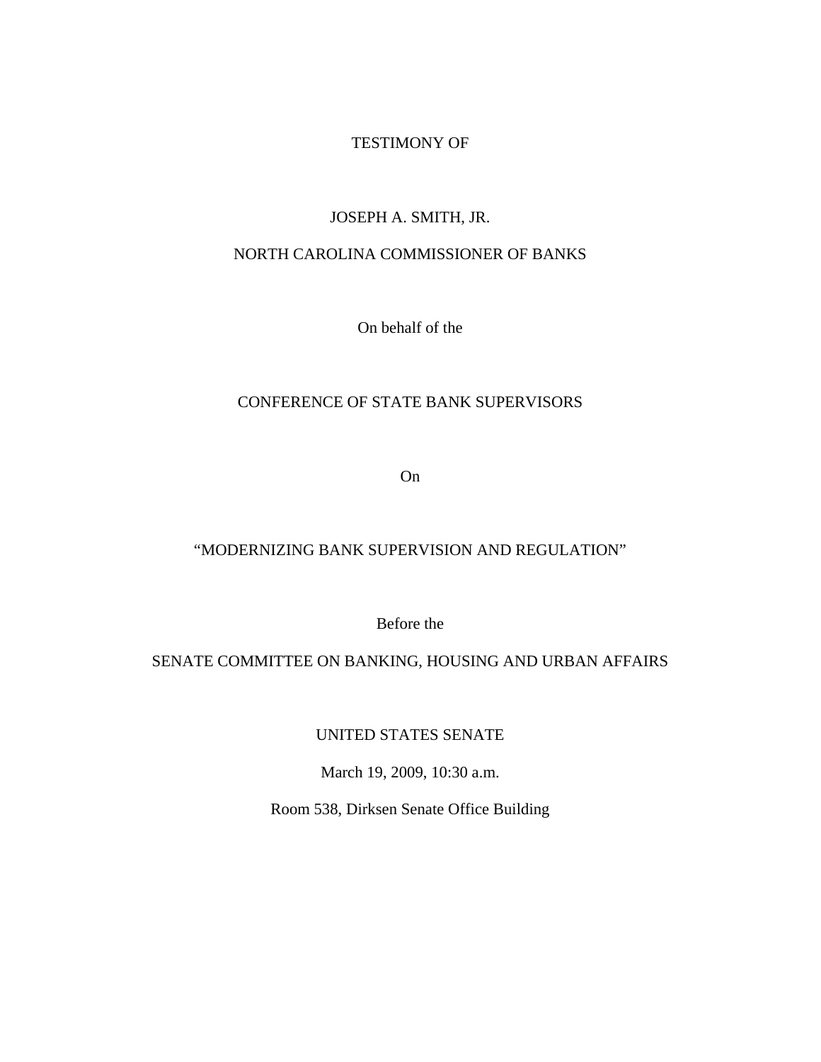TESTIMONY OF

JOSEPH A. SMITH, JR.

NORTH CAROLINA COMMISSIONER OF BANKS

On behalf of the

CONFERENCE OF STATE BANK SUPERVISORS

On

"MODERNIZING BANK SUPERVISION AND REGULATION"

Before the

SENATE COMMITTEE ON BANKING, HOUSING AND URBAN AFFAIRS

UNITED STATES SENATE

March 19, 2009, 10:30 a.m.

Room 538, Dirksen Senate Office Building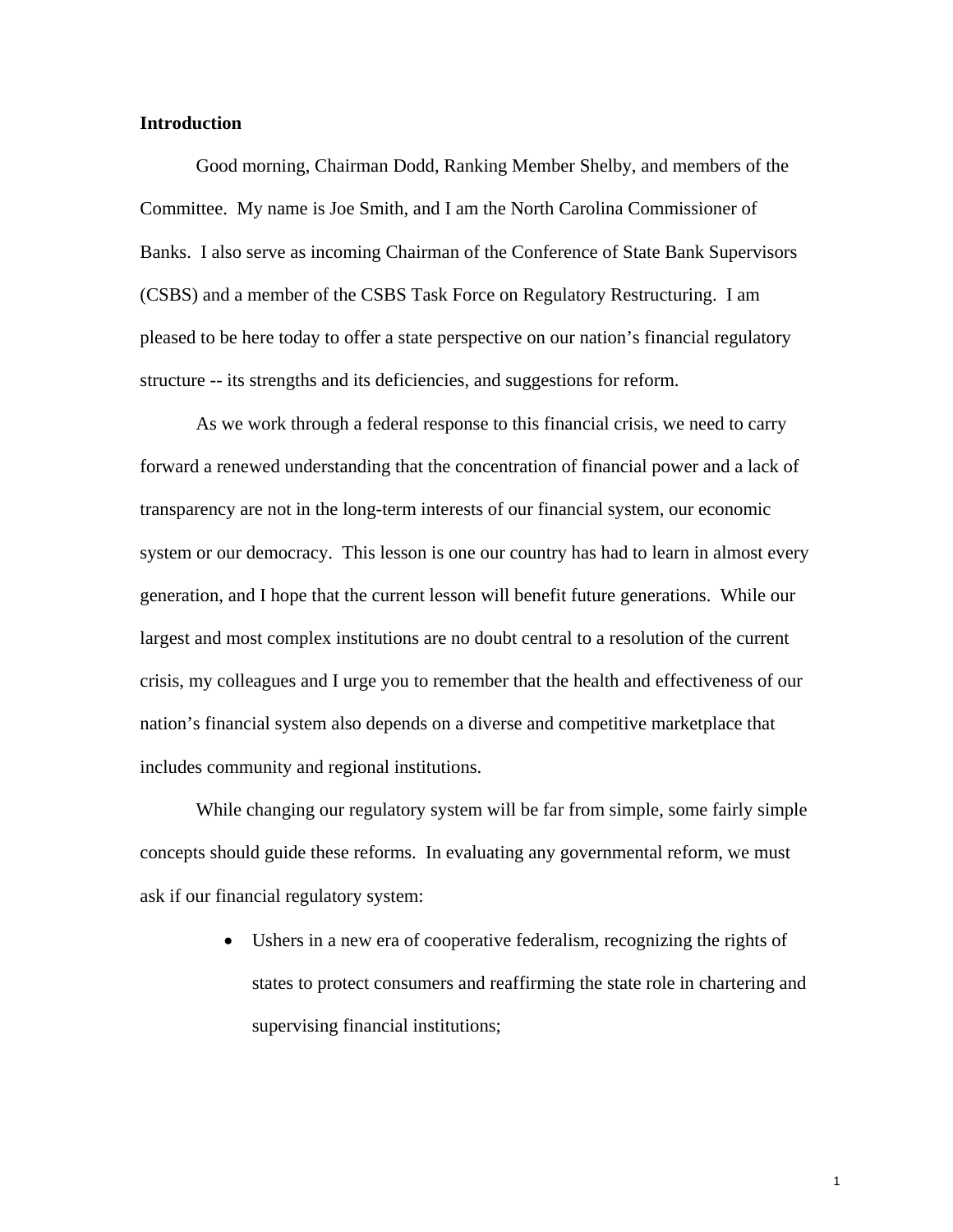**Introduction**

Good morning, Chairman Dodd, Ranking Member Shelby, and members of the Committee. My name is Joe Smith, and I am the North Carolina Commissioner of Banks. I also serve as incoming Chairman of the Conference of State Bank Supervisors (CSBS) and a member of the CSBS Task Force on Regulatory Restructuring. I am pleased to be here today to offer a state perspective on our nation's financial regulatory structure -- its strengths and its deficiencies, and suggestions for reform.

As we work through a federal response to this financial crisis, we need to carry forward a renewed understanding that the concentration of financial power and a lack of transparency are not in the long-term interests of our financial system, our economic system or our democracy. This lesson is one our country has had to learn in almost every generation, and I hope that the current lesson will benefit future generations. While our largest and most complex institutions are no doubt central to a resolution of the current crisis, my colleagues and I urge you to remember that the health and effectiveness of our nation's financial system also depends on a diverse and competitive marketplace that includes community and regional institutions.

While changing our regulatory system will be far from simple, some fairly simple concepts should guide these reforms. In evaluating any governmental reform, we must ask if our financial regulatory system:

- Ushers in a new era of cooperative federalism, recognizing the rights of states to protect consumers and reaffirming the state role in chartering and supervising financial institutions;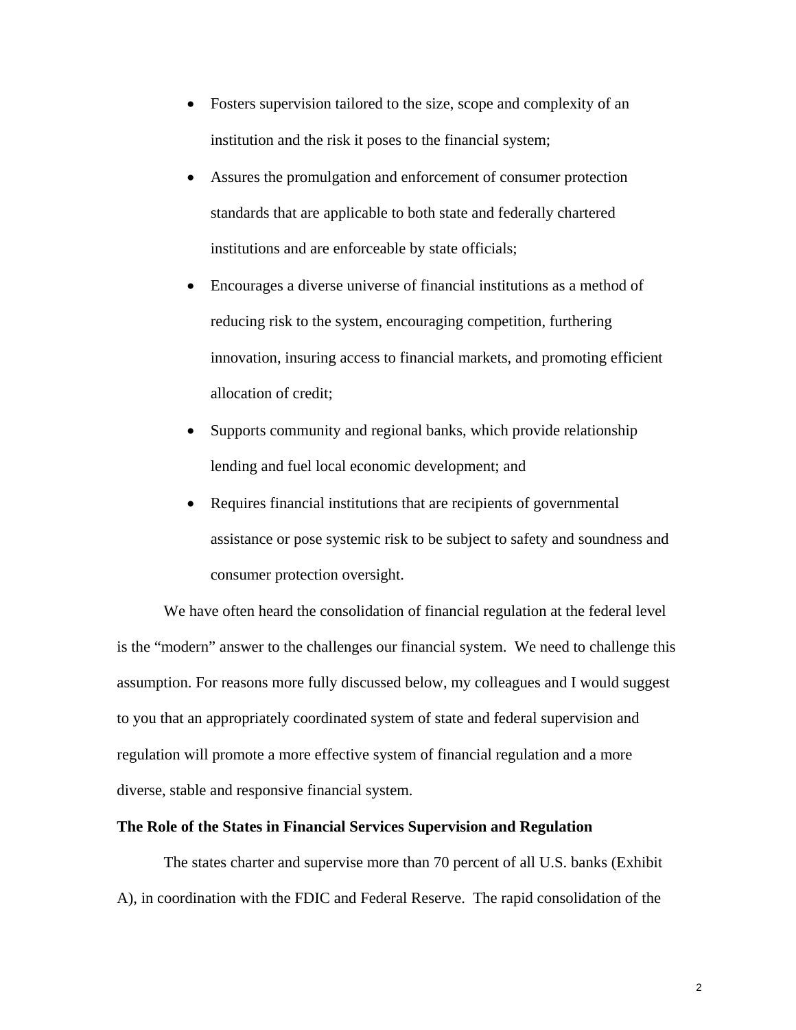- Fosters supervision tailored to the size, scope and complexity of an institution and the risk it poses to the financial system;
- Assures the promulgation and enforcement of consumer protection standards that are applicable to both state and federally chartered institutions and are enforceable by state officials;
- Encourages a diverse universe of financial institutions as a method of reducing risk to the system, encouraging competition, furthering innovation, insuring access to financial markets, and promoting efficient allocation of credit;
- Supports community and regional banks, which provide relationship lending and fuel local economic development; and
- Requires financial institutions that are recipients of governmental assistance or pose systemic risk to be subject to safety and soundness and consumer protection oversight.

We have often heard the consolidation of financial regulation at the federal level is the "modern" answer to the challenges our financial system. We need to challenge this assumption. For reasons more fully discussed below, my colleagues and I would suggest to you that an appropriately coordinated system of state and federal supervision and regulation will promote a more effective system of financial regulation and a more diverse, stable and responsive financial system.

**The Role of the States in Financial Services Supervision and Regulation**

The states charter and supervise more than 70 percent of all U.S. banks (Exhibit A), in coordination with the FDIC and Federal Reserve. The rapid consolidation of the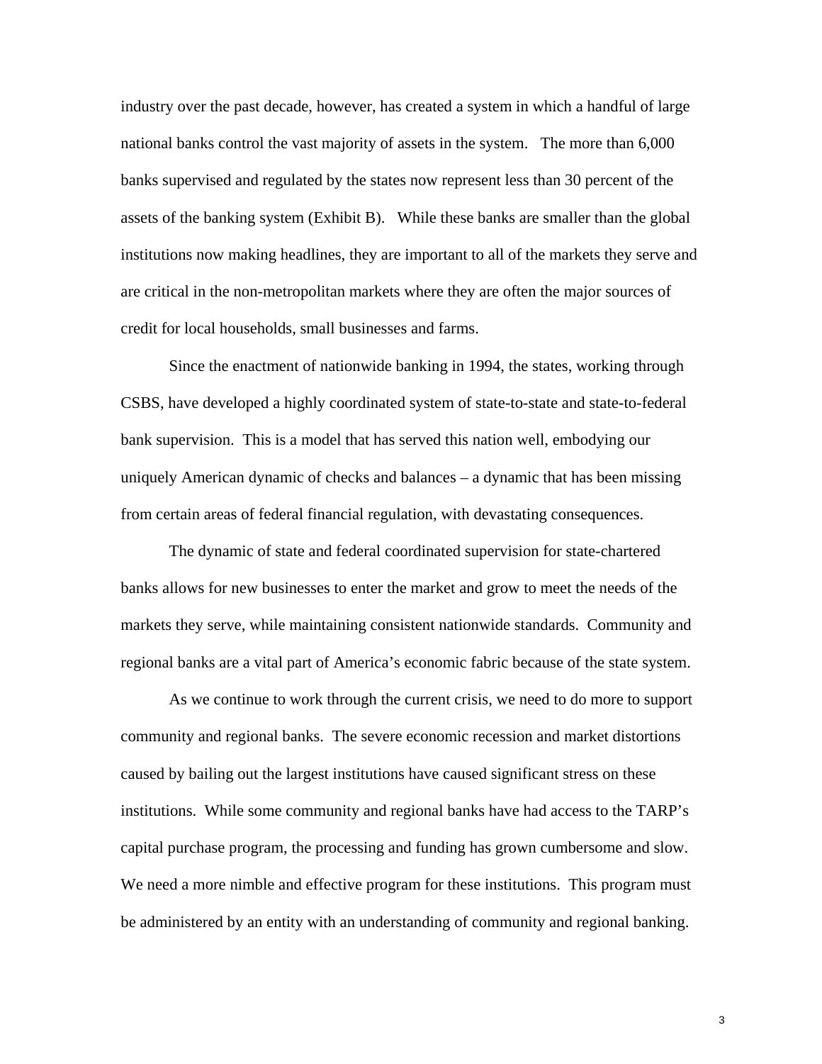industry over the past decade, however, has created a system in which a handful of large national banks control the vast majority of assets in the system. The more than 6,000 banks supervised and regulated by the states now represent less than 30 percent of the assets of the banking system (Exhibit B). While these banks are smaller than the global institutions now making headlines, they are important to all of the markets they serve and are critical in the non-metropolitan markets where they are often the major sources of credit for local households, small businesses and farms.

Since the enactment of nationwide banking in 1994, the states, working through CSBS, have developed a highly coordinated system of state-to-state and state-to-federal bank supervision. This is a model that has served this nation well, embodying our uniquely American dynamic of checks and balances – a dynamic that has been missing from certain areas of federal financial regulation, with devastating consequences.

The dynamic of state and federal coordinated supervision for state-chartered banks allows for new businesses to enter the market and grow to meet the needs of the markets they serve, while maintaining consistent nationwide standards. Community and regional banks are a vital part of America's economic fabric because of the state system.

As we continue to work through the current crisis, we need to do more to support community and regional banks. The severe economic recession and market distortions caused by bailing out the largest institutions have caused significant stress on these institutions. While some community and regional banks have had access to the TARP's capital purchase program, the processing and funding has grown cumbersome and slow. We need a more nimble and effective program for these institutions. This program must be administered by an entity with an understanding of community and regional banking.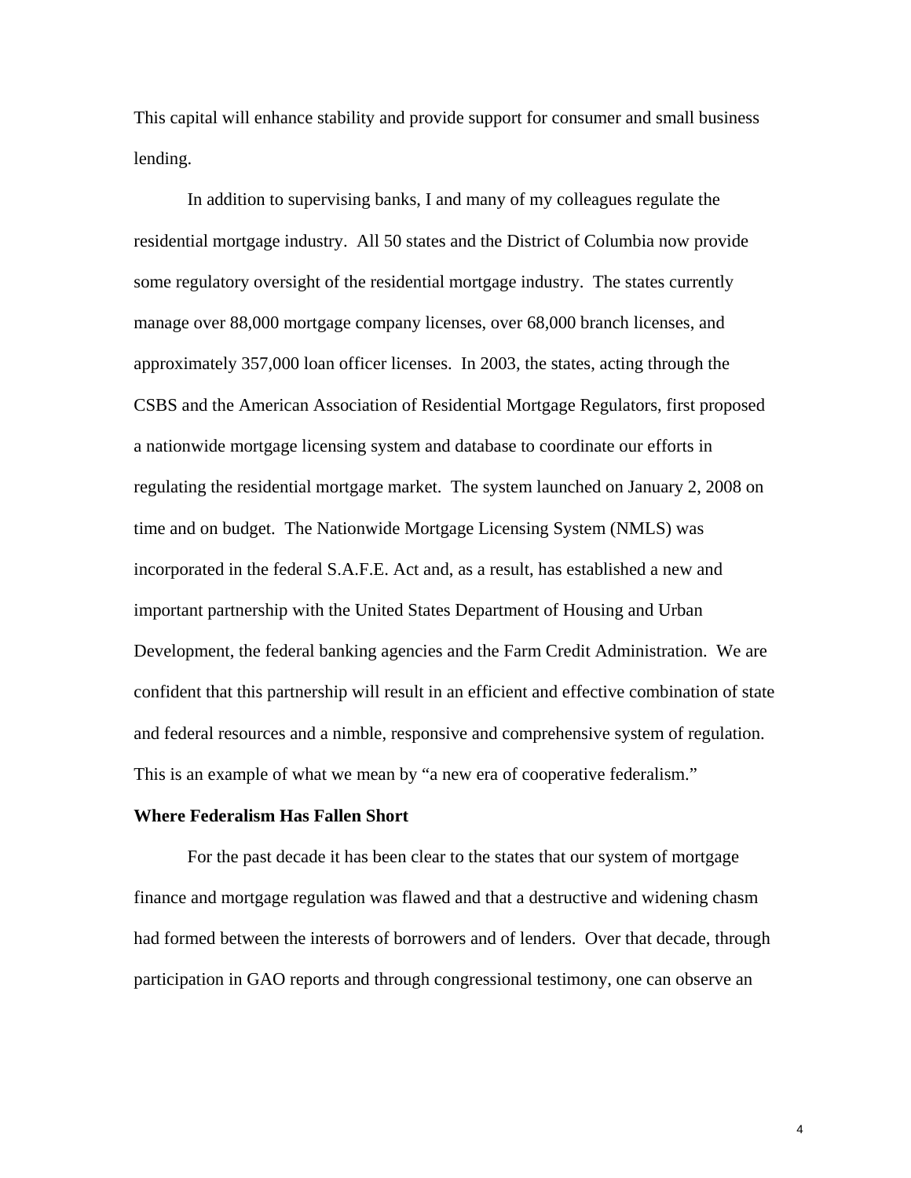This capital will enhance stability and provide support for consumer and small business lending.

In addition to supervising banks, I and many of my colleagues regulate the residential mortgage industry. All 50 states and the District of Columbia now provide some regulatory oversight of the residential mortgage industry. The states currently manage over 88,000 mortgage company licenses, over 68,000 branch licenses, and approximately 357,000 loan officer licenses. In 2003, the states, acting through the CSBS and the American Association of Residential Mortgage Regulators, first proposed a nationwide mortgage licensing system and database to coordinate our efforts in regulating the residential mortgage market. The system launched on January 2, 2008 on time and on budget. The Nationwide Mortgage Licensing System (NMLS) was incorporated in the federal S.A.F.E. Act and, as a result, has established a new and important partnership with the United States Department of Housing and Urban Development, the federal banking agencies and the Farm Credit Administration. We are confident that this partnership will result in an efficient and effective combination of state and federal resources and a nimble, responsive and comprehensive system of regulation. This is an example of what we mean by "a new era of cooperative federalism."

**Where Federalism Has Fallen Short**

For the past decade it has been clear to the states that our system of mortgage finance and mortgage regulation was flawed and that a destructive and widening chasm had formed between the interests of borrowers and of lenders. Over that decade, through participation in GAO reports and through congressional testimony, one can observe an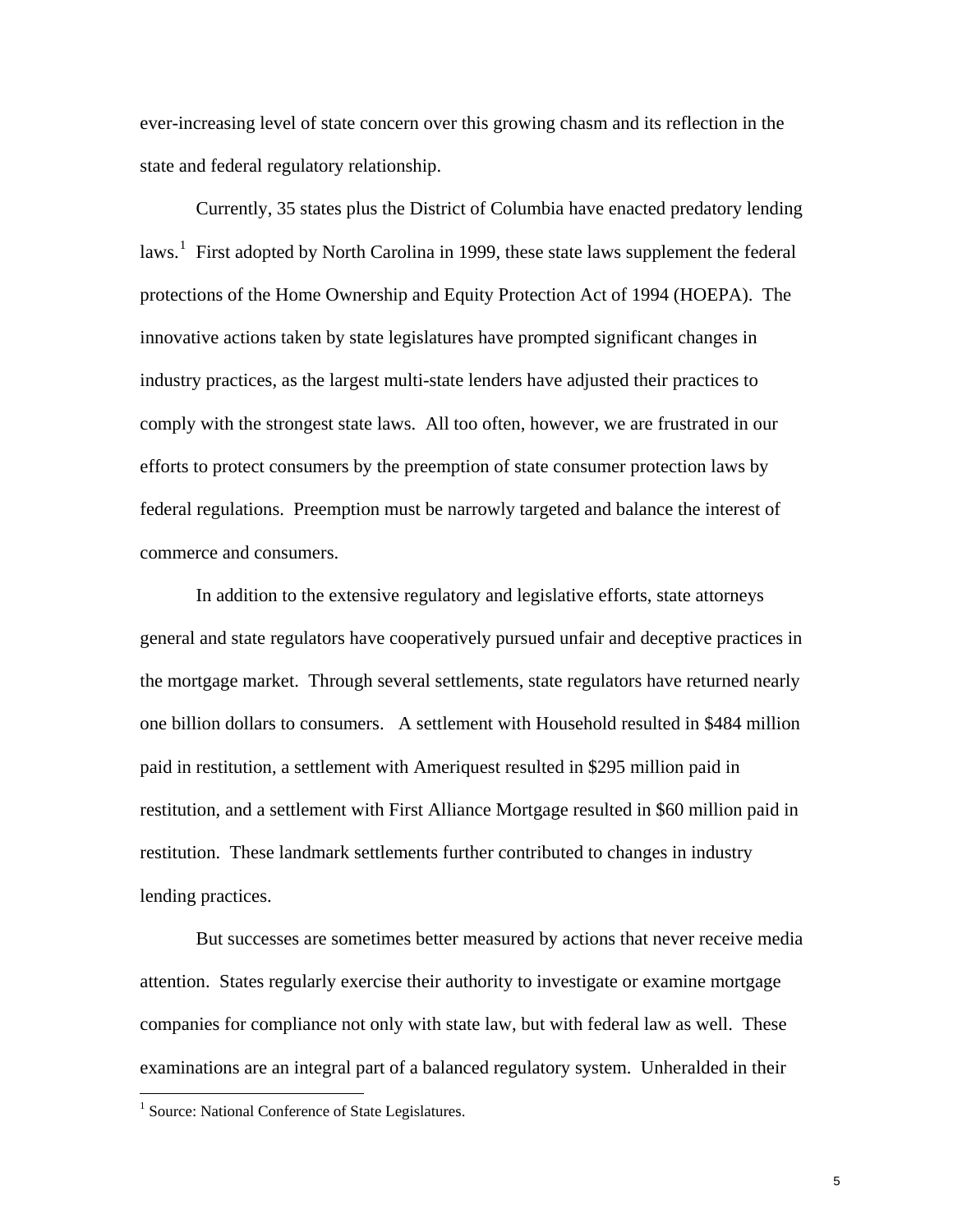ever-increasing level of state concern over this growing chasm and its reflection in the state and federal regulatory relationship.

Currently, 35 states plus the District of Columbia have enacted predatory lending laws.[1] First adopted by North Carolina in 1999, these state laws supplement the federal protections of the Home Ownership and Equity Protection Act of 1994 (HOEPA). The innovative actions taken by state legislatures have prompted significant changes in industry practices, as the largest multi-state lenders have adjusted their practices to comply with the strongest state laws. All too often, however, we are frustrated in our efforts to protect consumers by the preemption of state consumer protection laws by federal regulations. Preemption must be narrowly targeted and balance the interest of commerce and consumers.

In addition to the extensive regulatory and legislative efforts, state attorneys general and state regulators have cooperatively pursued unfair and deceptive practices in the mortgage market. Through several settlements, state regulators have returned nearly one billion dollars to consumers. A settlement with Household resulted in $484 million paid in restitution, a settlement with Ameriquest resulted in $295 million paid in restitution, and a settlement with First Alliance Mortgage resulted in $60 million paid in restitution. These landmark settlements further contributed to changes in industry lending practices.

But successes are sometimes better measured by actions that never receive media attention. States regularly exercise their authority to investigate or examine mortgage companies for compliance not only with state law, but with federal law as well. These examinations are an integral part of a balanced regulatory system. Unheralded in their

[1] Source: National Conference of State Legislatures.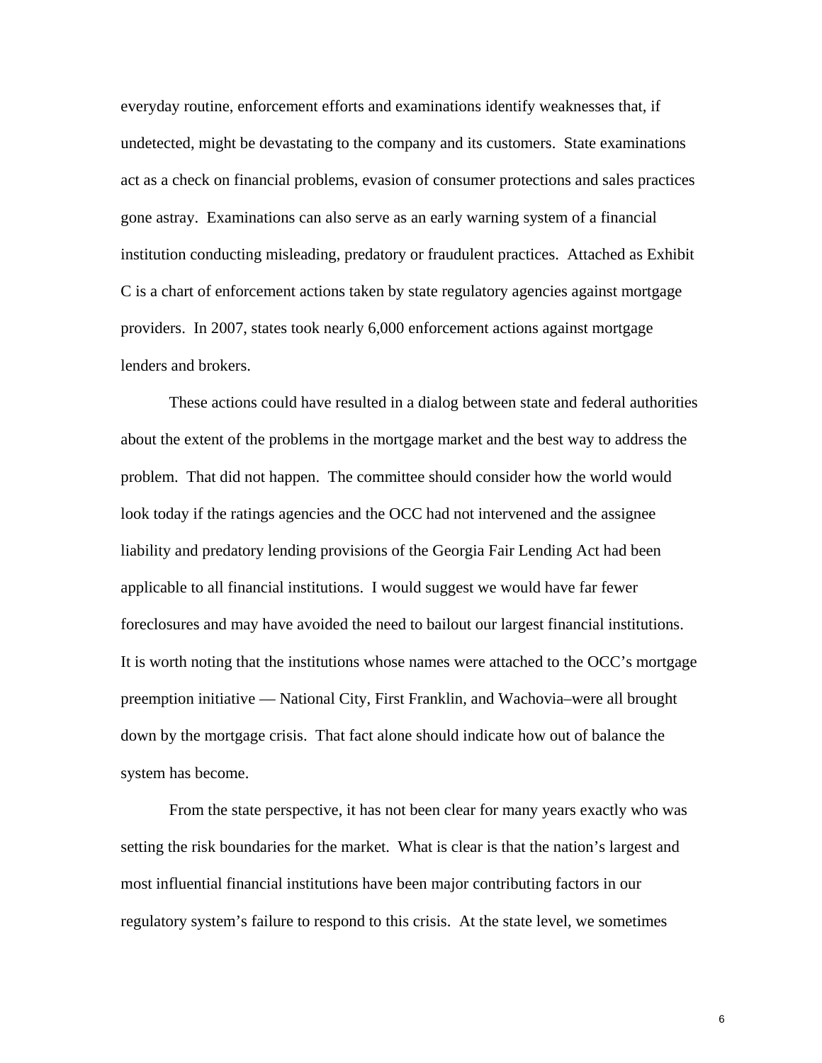everyday routine, enforcement efforts and examinations identify weaknesses that, if undetected, might be devastating to the company and its customers. State examinations act as a check on financial problems, evasion of consumer protections and sales practices gone astray. Examinations can also serve as an early warning system of a financial institution conducting misleading, predatory or fraudulent practices. Attached as Exhibit C is a chart of enforcement actions taken by state regulatory agencies against mortgage providers. In 2007, states took nearly 6,000 enforcement actions against mortgage lenders and brokers.

These actions could have resulted in a dialog between state and federal authorities about the extent of the problems in the mortgage market and the best way to address the problem. That did not happen. The committee should consider how the world would look today if the ratings agencies and the OCC had not intervened and the assignee liability and predatory lending provisions of the Georgia Fair Lending Act had been applicable to all financial institutions. I would suggest we would have far fewer foreclosures and may have avoided the need to bailout our largest financial institutions. It is worth noting that the institutions whose names were attached to the OCC's mortgage preemption initiative — National City, First Franklin, and Wachovia–were all brought down by the mortgage crisis. That fact alone should indicate how out of balance the system has become.

From the state perspective, it has not been clear for many years exactly who was setting the risk boundaries for the market. What is clear is that the nation's largest and most influential financial institutions have been major contributing factors in our regulatory system's failure to respond to this crisis. At the state level, we sometimes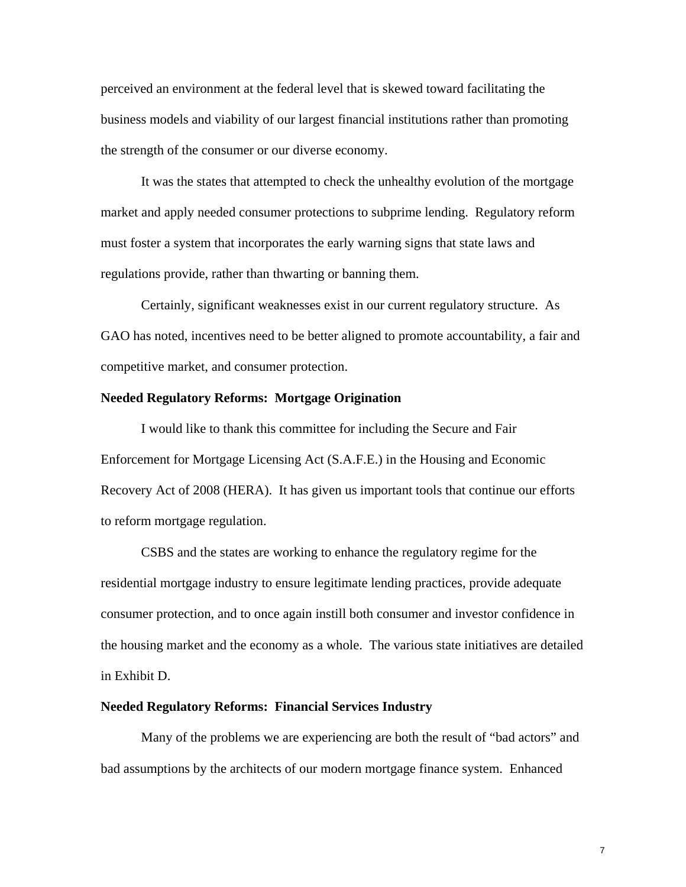perceived an environment at the federal level that is skewed toward facilitating the business models and viability of our largest financial institutions rather than promoting the strength of the consumer or our diverse economy.

It was the states that attempted to check the unhealthy evolution of the mortgage market and apply needed consumer protections to subprime lending. Regulatory reform must foster a system that incorporates the early warning signs that state laws and regulations provide, rather than thwarting or banning them.

Certainly, significant weaknesses exist in our current regulatory structure. As GAO has noted, incentives need to be better aligned to promote accountability, a fair and competitive market, and consumer protection.

**Needed Regulatory Reforms: Mortgage Origination**

I would like to thank this committee for including the Secure and Fair Enforcement for Mortgage Licensing Act (S.A.F.E.) in the Housing and Economic Recovery Act of 2008 (HERA). It has given us important tools that continue our efforts to reform mortgage regulation.

CSBS and the states are working to enhance the regulatory regime for the residential mortgage industry to ensure legitimate lending practices, provide adequate consumer protection, and to once again instill both consumer and investor confidence in the housing market and the economy as a whole. The various state initiatives are detailed in Exhibit D.

**Needed Regulatory Reforms: Financial Services Industry**

Many of the problems we are experiencing are both the result of "bad actors" and bad assumptions by the architects of our modern mortgage finance system. Enhanced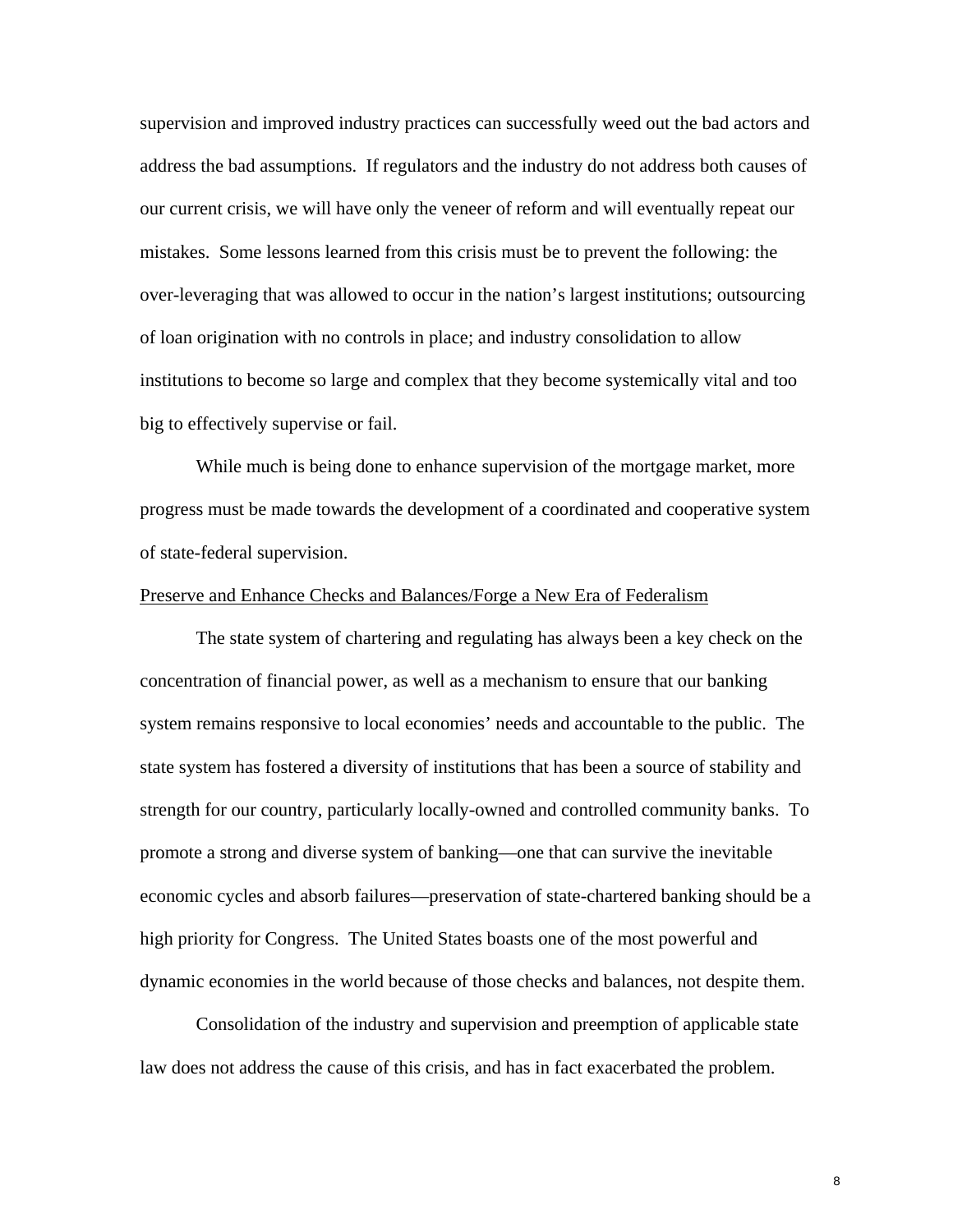supervision and improved industry practices can successfully weed out the bad actors and address the bad assumptions. If regulators and the industry do not address both causes of our current crisis, we will have only the veneer of reform and will eventually repeat our mistakes. Some lessons learned from this crisis must be to prevent the following: the over-leveraging that was allowed to occur in the nation's largest institutions; outsourcing of loan origination with no controls in place; and industry consolidation to allow institutions to become so large and complex that they become systemically vital and too big to effectively supervise or fail.

While much is being done to enhance supervision of the mortgage market, more progress must be made towards the development of a coordinated and cooperative system of state-federal supervision.

<u>Preserve and Enhance Checks and Balances/Forge a New Era of Federalism</u>

The state system of chartering and regulating has always been a key check on the concentration of financial power, as well as a mechanism to ensure that our banking system remains responsive to local economies' needs and accountable to the public. The state system has fostered a diversity of institutions that has been a source of stability and strength for our country, particularly locally-owned and controlled community banks. To promote a strong and diverse system of banking—one that can survive the inevitable economic cycles and absorb failures—preservation of state-chartered banking should be a high priority for Congress. The United States boasts one of the most powerful and dynamic economies in the world because of those checks and balances, not despite them.

Consolidation of the industry and supervision and preemption of applicable state law does not address the cause of this crisis, and has in fact exacerbated the problem.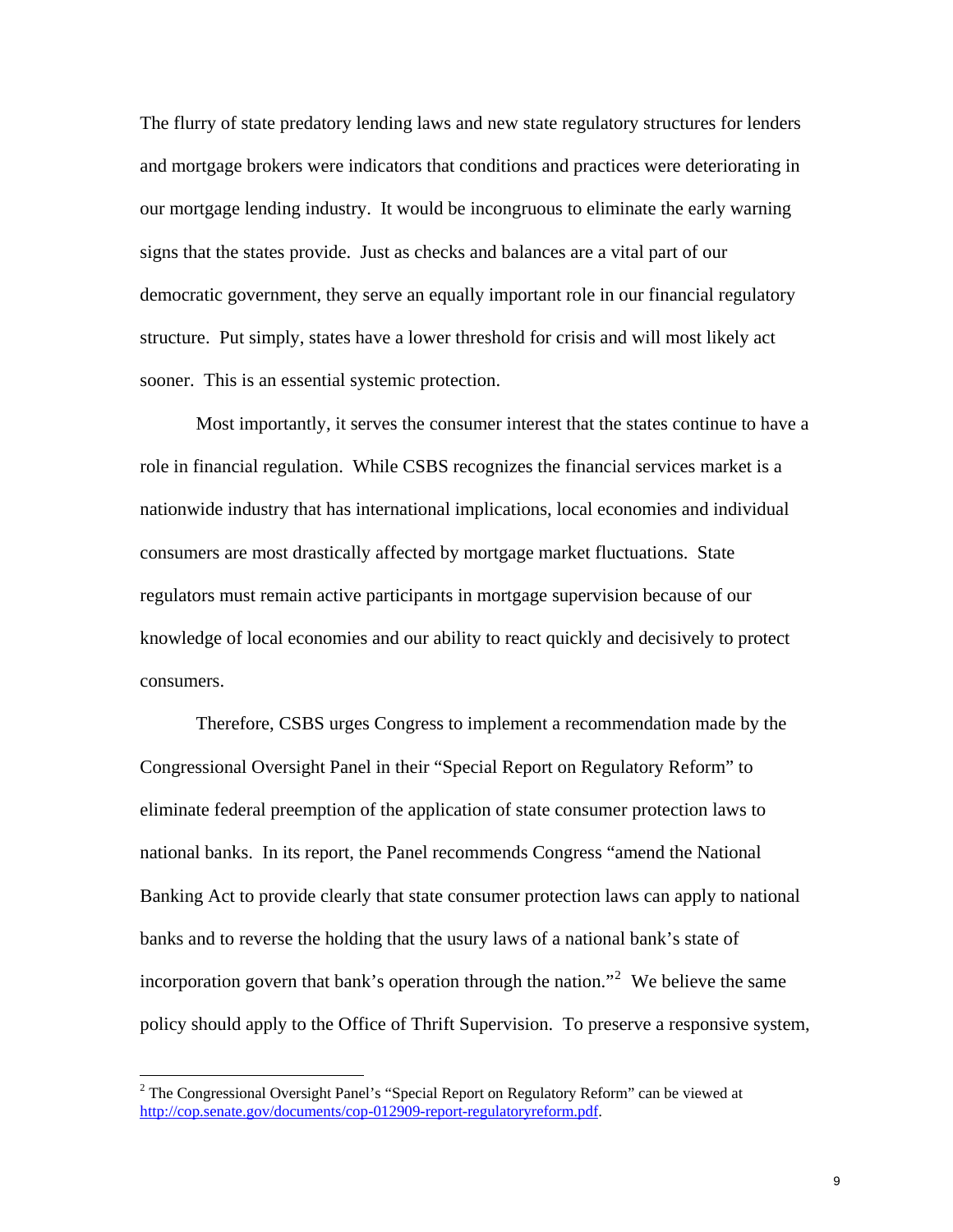The flurry of state predatory lending laws and new state regulatory structures for lenders and mortgage brokers were indicators that conditions and practices were deteriorating in our mortgage lending industry. It would be incongruous to eliminate the early warning signs that the states provide. Just as checks and balances are a vital part of our democratic government, they serve an equally important role in our financial regulatory structure. Put simply, states have a lower threshold for crisis and will most likely act sooner. This is an essential systemic protection.

Most importantly, it serves the consumer interest that the states continue to have a role in financial regulation. While CSBS recognizes the financial services market is a nationwide industry that has international implications, local economies and individual consumers are most drastically affected by mortgage market fluctuations. State regulators must remain active participants in mortgage supervision because of our knowledge of local economies and our ability to react quickly and decisively to protect consumers.

Therefore, CSBS urges Congress to implement a recommendation made by the Congressional Oversight Panel in their "Special Report on Regulatory Reform" to eliminate federal preemption of the application of state consumer protection laws to national banks. In its report, the Panel recommends Congress "amend the National Banking Act to provide clearly that state consumer protection laws can apply to national banks and to reverse the holding that the usury laws of a national bank's state of incorporation govern that bank's operation through the nation."[2] We believe the same policy should apply to the Office of Thrift Supervision. To preserve a responsive system,

[2] The Congressional Oversight Panel's "Special Report on Regulatory Reform" can be viewed at http://cop.senate.gov/documents/cop-012909-report-regulatoryreform.pdf.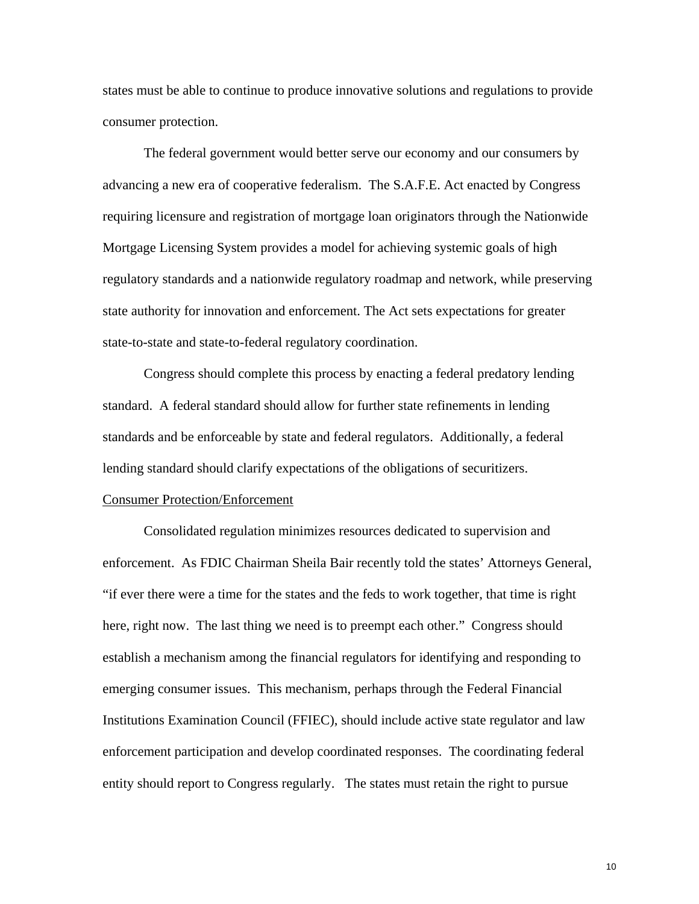states must be able to continue to produce innovative solutions and regulations to provide consumer protection.

The federal government would better serve our economy and our consumers by advancing a new era of cooperative federalism. The S.A.F.E. Act enacted by Congress requiring licensure and registration of mortgage loan originators through the Nationwide Mortgage Licensing System provides a model for achieving systemic goals of high regulatory standards and a nationwide regulatory roadmap and network, while preserving state authority for innovation and enforcement. The Act sets expectations for greater state-to-state and state-to-federal regulatory coordination.

Congress should complete this process by enacting a federal predatory lending standard. A federal standard should allow for further state refinements in lending standards and be enforceable by state and federal regulators. Additionally, a federal lending standard should clarify expectations of the obligations of securitizers.

<u>Consumer Protection/Enforcement</u>

Consolidated regulation minimizes resources dedicated to supervision and enforcement. As FDIC Chairman Sheila Bair recently told the states' Attorneys General, "if ever there were a time for the states and the feds to work together, that time is right here, right now. The last thing we need is to preempt each other." Congress should establish a mechanism among the financial regulators for identifying and responding to emerging consumer issues. This mechanism, perhaps through the Federal Financial Institutions Examination Council (FFIEC), should include active state regulator and law enforcement participation and develop coordinated responses. The coordinating federal entity should report to Congress regularly. The states must retain the right to pursue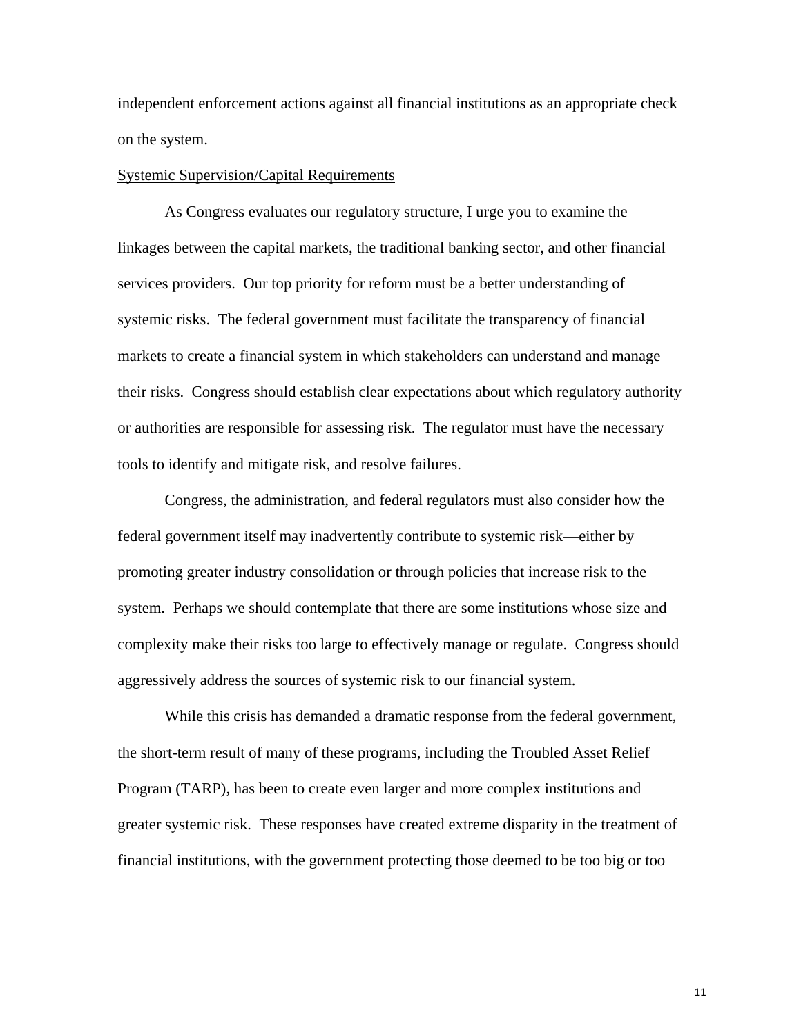independent enforcement actions against all financial institutions as an appropriate check on the system.

Systemic Supervision/Capital Requirements

As Congress evaluates our regulatory structure, I urge you to examine the linkages between the capital markets, the traditional banking sector, and other financial services providers. Our top priority for reform must be a better understanding of systemic risks. The federal government must facilitate the transparency of financial markets to create a financial system in which stakeholders can understand and manage their risks. Congress should establish clear expectations about which regulatory authority or authorities are responsible for assessing risk. The regulator must have the necessary tools to identify and mitigate risk, and resolve failures.

Congress, the administration, and federal regulators must also consider how the federal government itself may inadvertently contribute to systemic risk—either by promoting greater industry consolidation or through policies that increase risk to the system. Perhaps we should contemplate that there are some institutions whose size and complexity make their risks too large to effectively manage or regulate. Congress should aggressively address the sources of systemic risk to our financial system.

While this crisis has demanded a dramatic response from the federal government, the short-term result of many of these programs, including the Troubled Asset Relief Program (TARP), has been to create even larger and more complex institutions and greater systemic risk. These responses have created extreme disparity in the treatment of financial institutions, with the government protecting those deemed to be too big or too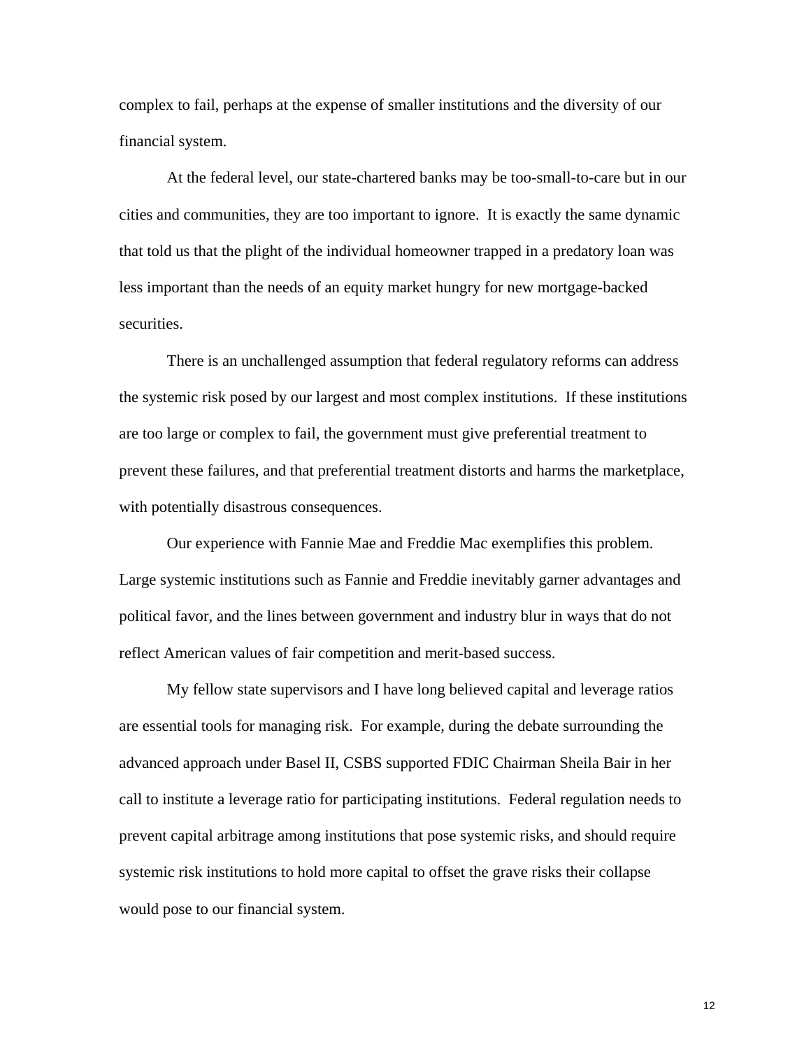complex to fail, perhaps at the expense of smaller institutions and the diversity of our financial system.

At the federal level, our state-chartered banks may be too-small-to-care but in our cities and communities, they are too important to ignore. It is exactly the same dynamic that told us that the plight of the individual homeowner trapped in a predatory loan was less important than the needs of an equity market hungry for new mortgage-backed securities.

There is an unchallenged assumption that federal regulatory reforms can address the systemic risk posed by our largest and most complex institutions. If these institutions are too large or complex to fail, the government must give preferential treatment to prevent these failures, and that preferential treatment distorts and harms the marketplace, with potentially disastrous consequences.

Our experience with Fannie Mae and Freddie Mac exemplifies this problem. Large systemic institutions such as Fannie and Freddie inevitably garner advantages and political favor, and the lines between government and industry blur in ways that do not reflect American values of fair competition and merit-based success.

My fellow state supervisors and I have long believed capital and leverage ratios are essential tools for managing risk. For example, during the debate surrounding the advanced approach under Basel II, CSBS supported FDIC Chairman Sheila Bair in her call to institute a leverage ratio for participating institutions. Federal regulation needs to prevent capital arbitrage among institutions that pose systemic risks, and should require systemic risk institutions to hold more capital to offset the grave risks their collapse would pose to our financial system.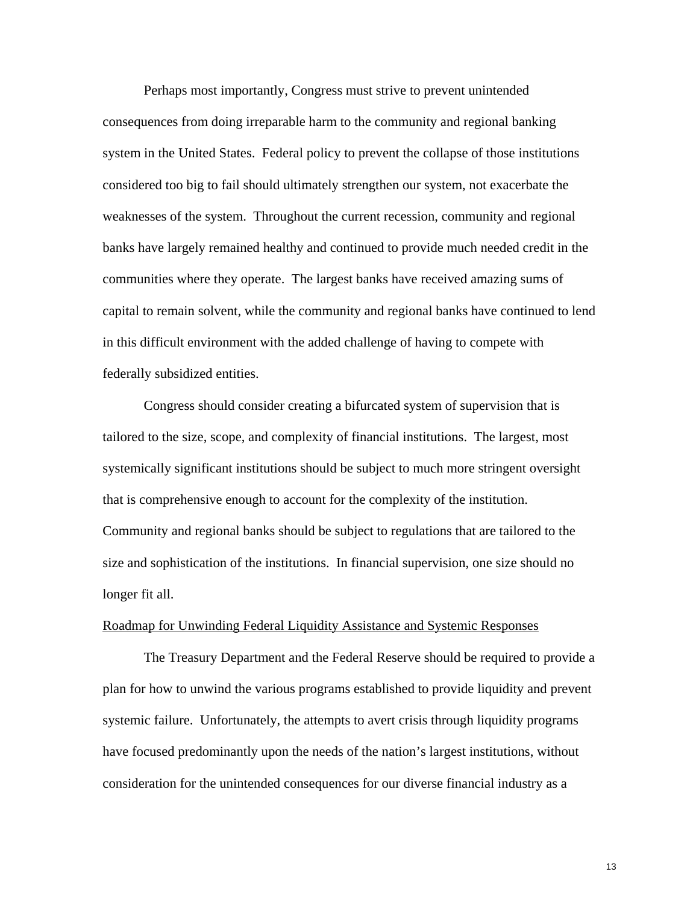Perhaps most importantly, Congress must strive to prevent unintended consequences from doing irreparable harm to the community and regional banking system in the United States. Federal policy to prevent the collapse of those institutions considered too big to fail should ultimately strengthen our system, not exacerbate the weaknesses of the system. Throughout the current recession, community and regional banks have largely remained healthy and continued to provide much needed credit in the communities where they operate. The largest banks have received amazing sums of capital to remain solvent, while the community and regional banks have continued to lend in this difficult environment with the added challenge of having to compete with federally subsidized entities.

Congress should consider creating a bifurcated system of supervision that is tailored to the size, scope, and complexity of financial institutions. The largest, most systemically significant institutions should be subject to much more stringent oversight that is comprehensive enough to account for the complexity of the institution. Community and regional banks should be subject to regulations that are tailored to the size and sophistication of the institutions. In financial supervision, one size should no longer fit all.

<u>Roadmap for Unwinding Federal Liquidity Assistance and Systemic Responses</u>

The Treasury Department and the Federal Reserve should be required to provide a plan for how to unwind the various programs established to provide liquidity and prevent systemic failure. Unfortunately, the attempts to avert crisis through liquidity programs have focused predominantly upon the needs of the nation's largest institutions, without consideration for the unintended consequences for our diverse financial industry as a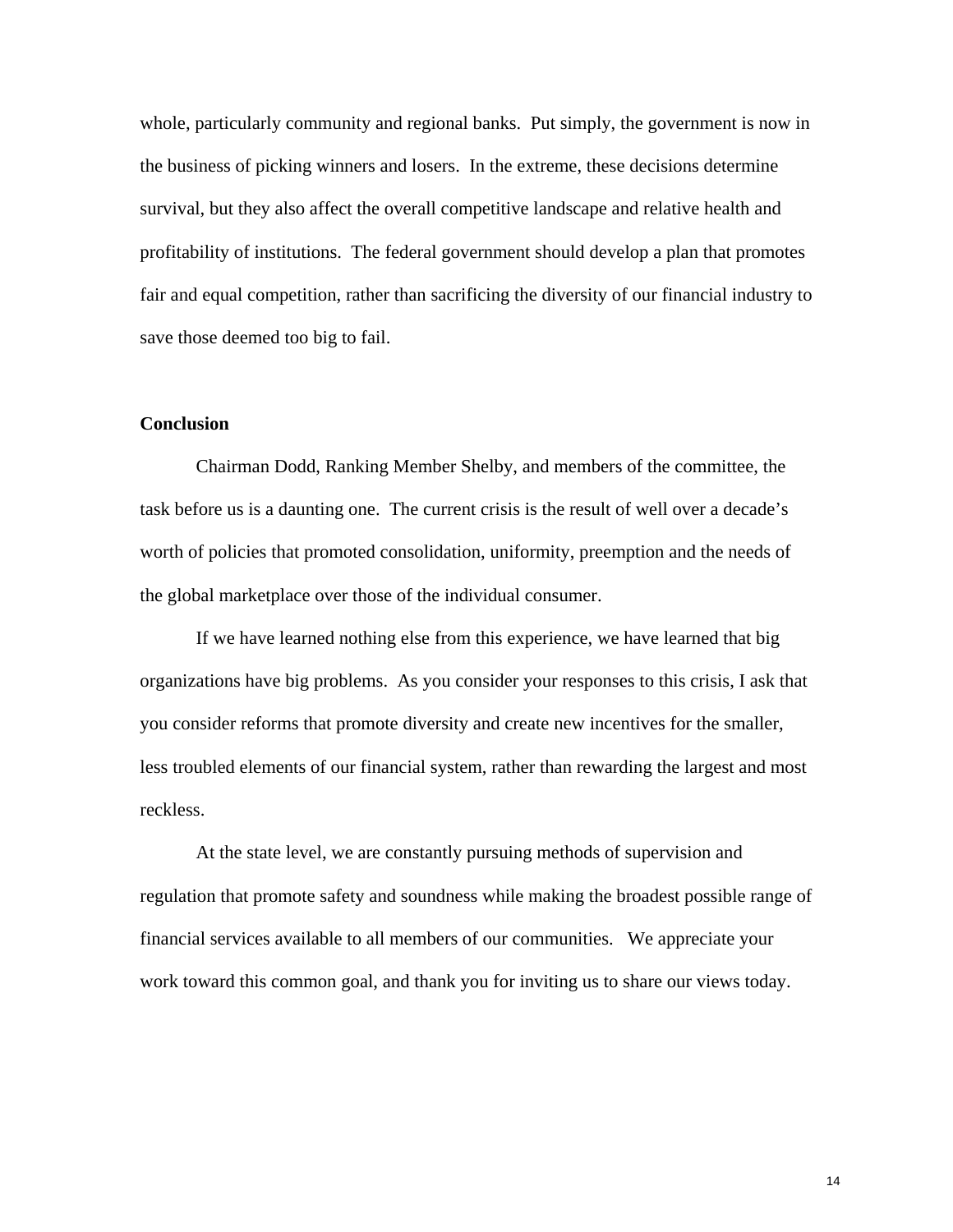whole, particularly community and regional banks. Put simply, the government is now in the business of picking winners and losers. In the extreme, these decisions determine survival, but they also affect the overall competitive landscape and relative health and profitability of institutions. The federal government should develop a plan that promotes fair and equal competition, rather than sacrificing the diversity of our financial industry to save those deemed too big to fail.

**Conclusion**

Chairman Dodd, Ranking Member Shelby, and members of the committee, the task before us is a daunting one. The current crisis is the result of well over a decade's worth of policies that promoted consolidation, uniformity, preemption and the needs of the global marketplace over those of the individual consumer.

If we have learned nothing else from this experience, we have learned that big organizations have big problems. As you consider your responses to this crisis, I ask that you consider reforms that promote diversity and create new incentives for the smaller, less troubled elements of our financial system, rather than rewarding the largest and most reckless.

At the state level, we are constantly pursuing methods of supervision and regulation that promote safety and soundness while making the broadest possible range of financial services available to all members of our communities. We appreciate your work toward this common goal, and thank you for inviting us to share our views today.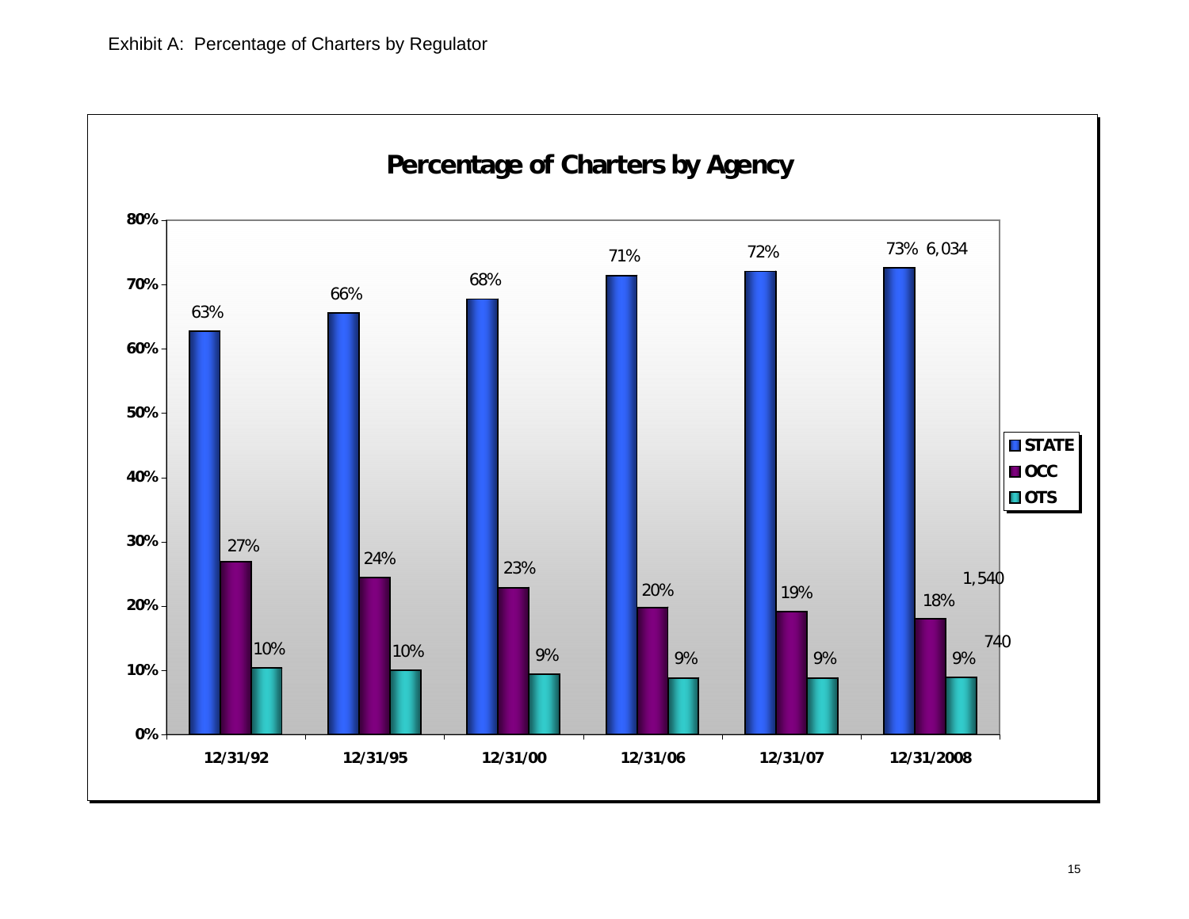Exhibit A: Percentage of Charters by Regulator

**Percentage of Charters by Agency**

| | STATE | OCC | OTS |
|---|---|---|---|
| 12/31/92 | 63% | 27% | 10% |
| 12/31/95 | 66% | 24% | 10% |
| 12/31/00 | 68% | 23% | 9% |
| 12/31/06 | 71% | 20% | 9% |
| 12/31/07 | 72% | 19% | 9% |
| 12/31/2008 | 73% 6,034 | 18% 1,540 | 9% 740 |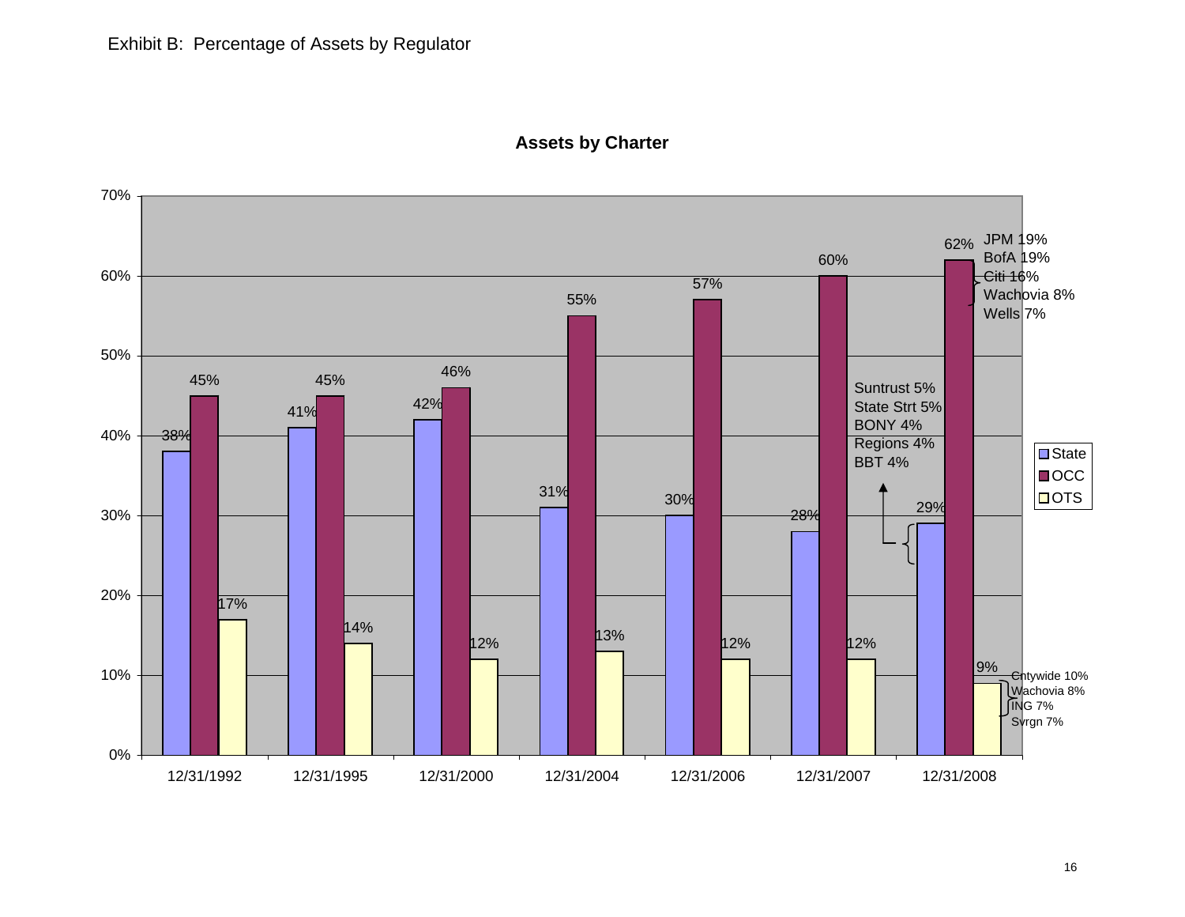Exhibit B: Percentage of Assets by Regulator

**Assets by Charter**

| Date | State | OCC | OTS |
|---|---|---|---|
| 12/31/1992 | 38% | 45% | 17% |
| 12/31/1995 | 41% | 45% | 14% |
| 12/31/2000 | 42% | 46% | 12% |
| 12/31/2004 | 31% | 55% | 13% |
| 12/31/2006 | 30% | 57% | 12% |
| 12/31/2007 | 28% | 60% | 12% |
| 12/31/2008 | 29% | 62% | 9% |

12/31/2008 OCC (62%): JPM 19%, BofA 19%, Citi 16%, Wachovia 8%, Wells 7%

12/31/2008 State (29%): Suntrust 5%, State Strt 5%, BONY 4%, Regions 4%, BBT 4%

12/31/2008 OTS (9%): Cntywide 10%, Wachovia 8%, ING 7%, Svrgn 7%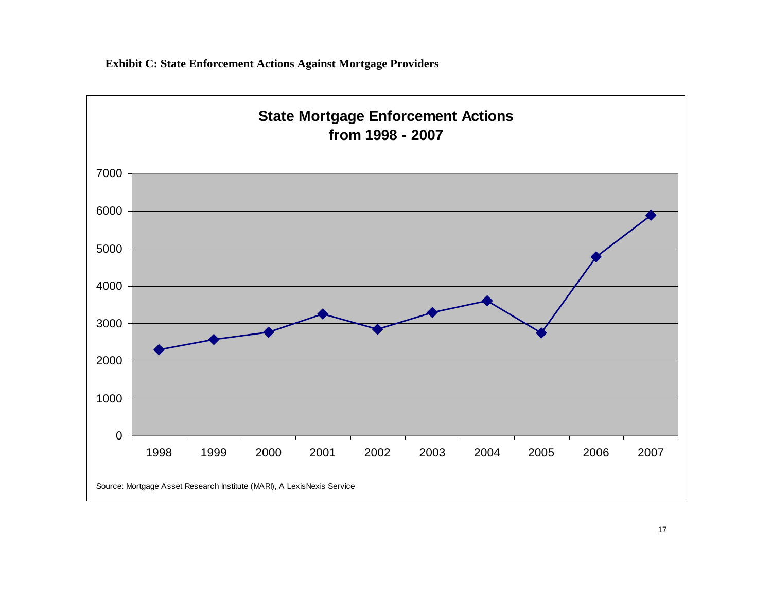**Exhibit C: State Enforcement Actions Against Mortgage Providers**

**State Mortgage Enforcement Actions from 1998 - 2007**

Source: Mortgage Asset Research Institute (MARI), A LexisNexis Service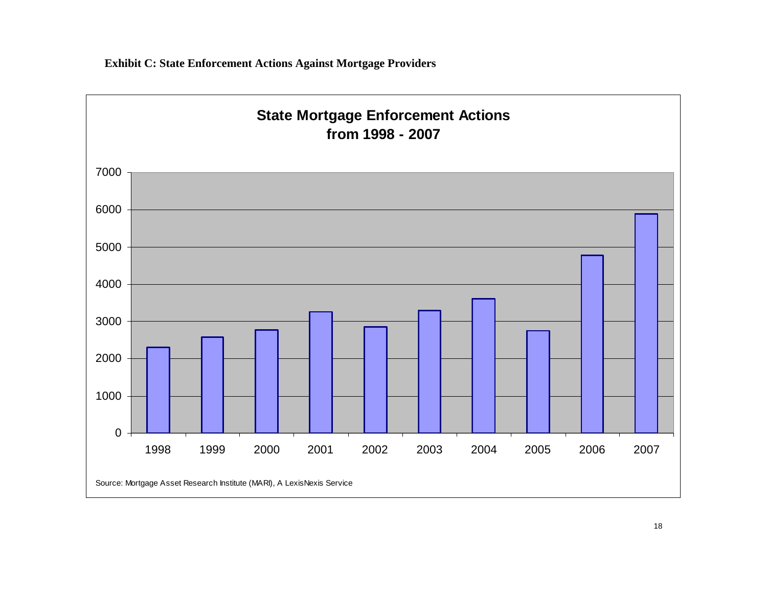**Exhibit C: State Enforcement Actions Against Mortgage Providers**

**State Mortgage Enforcement Actions from 1998 - 2007**

Source: Mortgage Asset Research Institute (MARI), A LexisNexis Service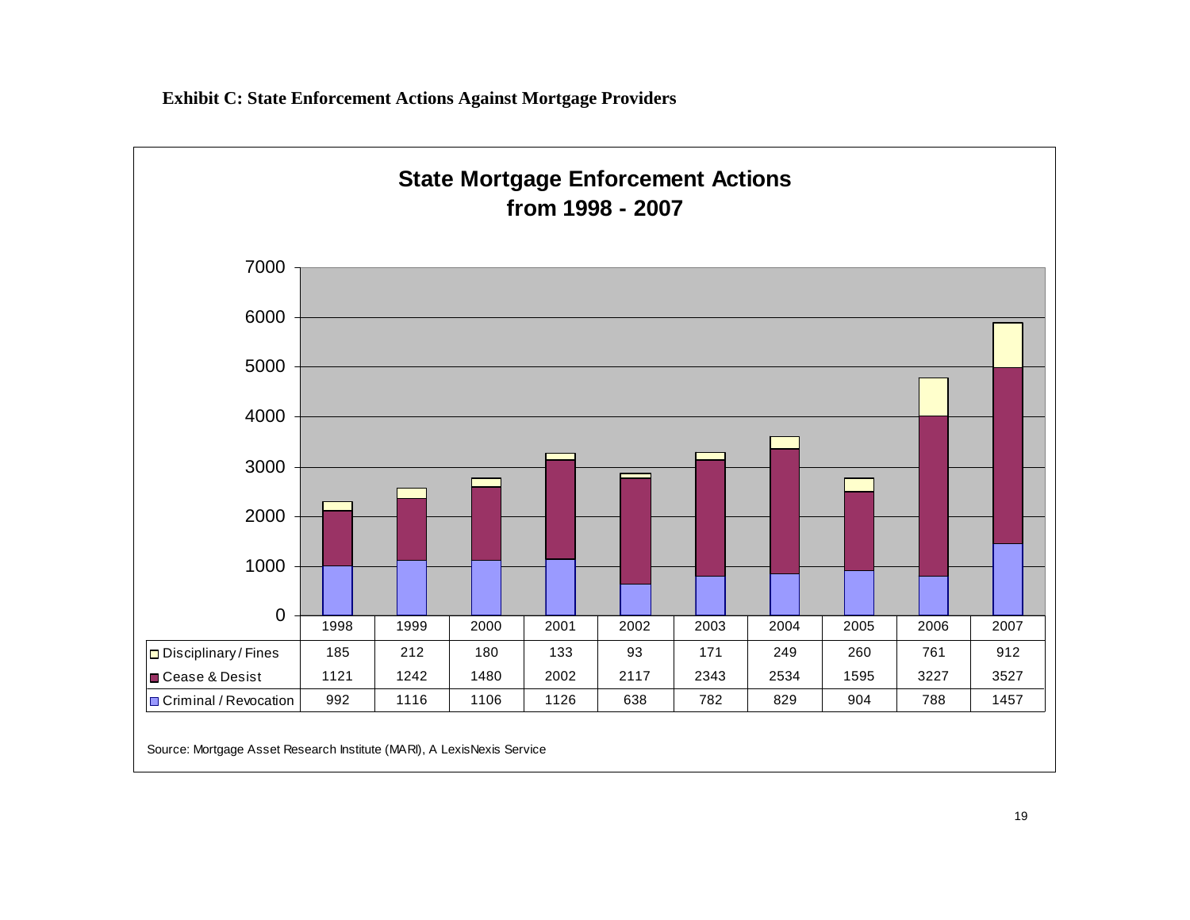**Exhibit C: State Enforcement Actions Against Mortgage Providers**

## State Mortgage Enforcement Actions from 1998 - 2007

| | 1998 | 1999 | 2000 | 2001 | 2002 | 2003 | 2004 | 2005 | 2006 | 2007 |
|---|---|---|---|---|---|---|---|---|---|---|
| Disciplinary / Fines | 185 | 212 | 180 | 133 | 93 | 171 | 249 | 260 | 761 | 912 |
| Cease & Desist | 1121 | 1242 | 1480 | 2002 | 2117 | 2343 | 2534 | 1595 | 3227 | 3527 |
| Criminal / Revocation | 992 | 1116 | 1106 | 1126 | 638 | 782 | 829 | 904 | 788 | 1457 |

Source: Mortgage Asset Research Institute (MARI), A LexisNexis Service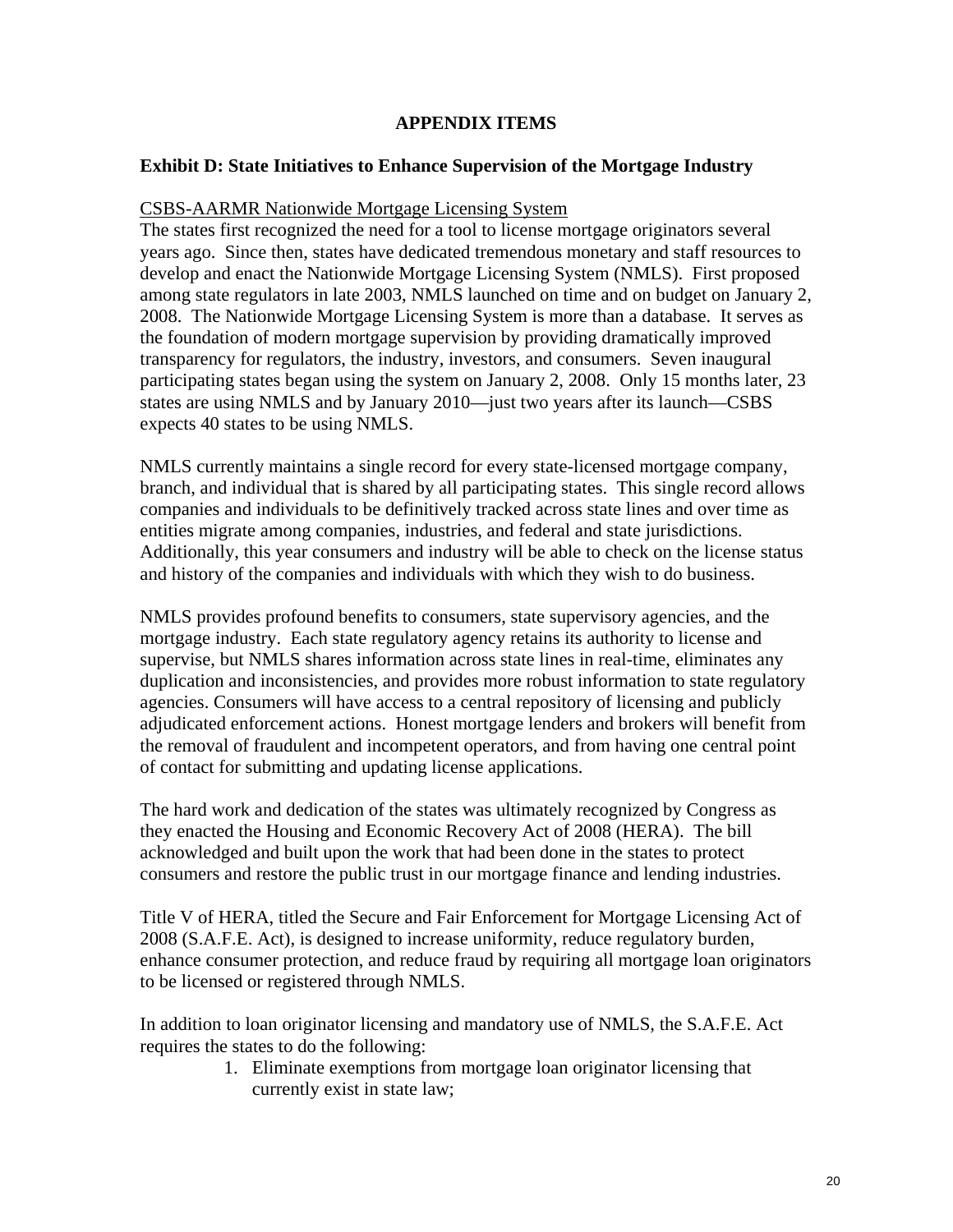# APPENDIX ITEMS

## Exhibit D: State Initiatives to Enhance Supervision of the Mortgage Industry

CSBS-AARMR Nationwide Mortgage Licensing System

The states first recognized the need for a tool to license mortgage originators several years ago. Since then, states have dedicated tremendous monetary and staff resources to develop and enact the Nationwide Mortgage Licensing System (NMLS). First proposed among state regulators in late 2003, NMLS launched on time and on budget on January 2, 2008. The Nationwide Mortgage Licensing System is more than a database. It serves as the foundation of modern mortgage supervision by providing dramatically improved transparency for regulators, the industry, investors, and consumers. Seven inaugural participating states began using the system on January 2, 2008. Only 15 months later, 23 states are using NMLS and by January 2010—just two years after its launch—CSBS expects 40 states to be using NMLS.

NMLS currently maintains a single record for every state-licensed mortgage company, branch, and individual that is shared by all participating states. This single record allows companies and individuals to be definitively tracked across state lines and over time as entities migrate among companies, industries, and federal and state jurisdictions. Additionally, this year consumers and industry will be able to check on the license status and history of the companies and individuals with which they wish to do business.

NMLS provides profound benefits to consumers, state supervisory agencies, and the mortgage industry. Each state regulatory agency retains its authority to license and supervise, but NMLS shares information across state lines in real-time, eliminates any duplication and inconsistencies, and provides more robust information to state regulatory agencies. Consumers will have access to a central repository of licensing and publicly adjudicated enforcement actions. Honest mortgage lenders and brokers will benefit from the removal of fraudulent and incompetent operators, and from having one central point of contact for submitting and updating license applications.

The hard work and dedication of the states was ultimately recognized by Congress as they enacted the Housing and Economic Recovery Act of 2008 (HERA). The bill acknowledged and built upon the work that had been done in the states to protect consumers and restore the public trust in our mortgage finance and lending industries.

Title V of HERA, titled the Secure and Fair Enforcement for Mortgage Licensing Act of 2008 (S.A.F.E. Act), is designed to increase uniformity, reduce regulatory burden, enhance consumer protection, and reduce fraud by requiring all mortgage loan originators to be licensed or registered through NMLS.

In addition to loan originator licensing and mandatory use of NMLS, the S.A.F.E. Act requires the states to do the following:

1. Eliminate exemptions from mortgage loan originator licensing that currently exist in state law;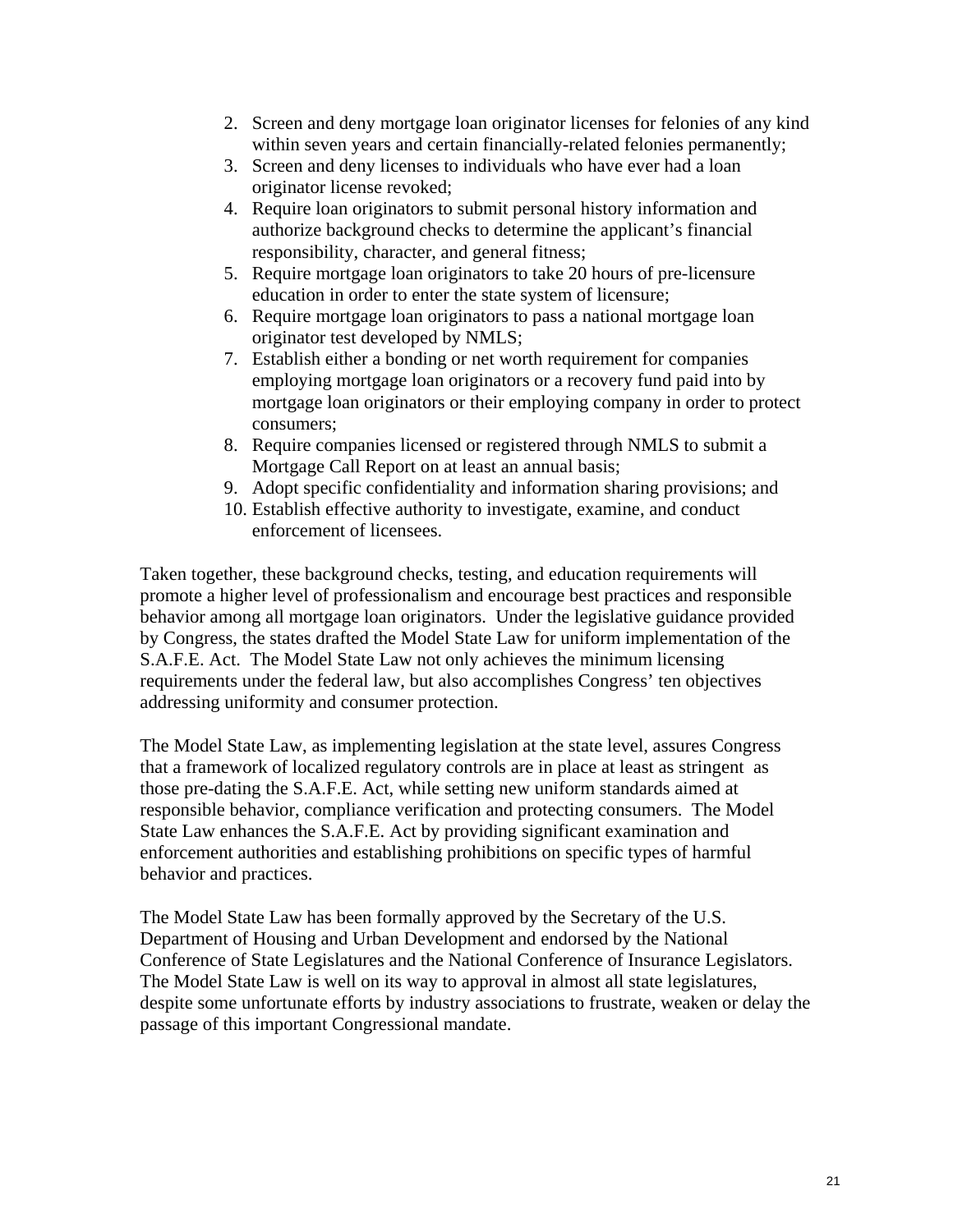2. Screen and deny mortgage loan originator licenses for felonies of any kind within seven years and certain financially-related felonies permanently;
3. Screen and deny licenses to individuals who have ever had a loan originator license revoked;
4. Require loan originators to submit personal history information and authorize background checks to determine the applicant's financial responsibility, character, and general fitness;
5. Require mortgage loan originators to take 20 hours of pre-licensure education in order to enter the state system of licensure;
6. Require mortgage loan originators to pass a national mortgage loan originator test developed by NMLS;
7. Establish either a bonding or net worth requirement for companies employing mortgage loan originators or a recovery fund paid into by mortgage loan originators or their employing company in order to protect consumers;
8. Require companies licensed or registered through NMLS to submit a Mortgage Call Report on at least an annual basis;
9. Adopt specific confidentiality and information sharing provisions; and
10. Establish effective authority to investigate, examine, and conduct enforcement of licensees.

Taken together, these background checks, testing, and education requirements will promote a higher level of professionalism and encourage best practices and responsible behavior among all mortgage loan originators. Under the legislative guidance provided by Congress, the states drafted the Model State Law for uniform implementation of the S.A.F.E. Act. The Model State Law not only achieves the minimum licensing requirements under the federal law, but also accomplishes Congress' ten objectives addressing uniformity and consumer protection.

The Model State Law, as implementing legislation at the state level, assures Congress that a framework of localized regulatory controls are in place at least as stringent as those pre-dating the S.A.F.E. Act, while setting new uniform standards aimed at responsible behavior, compliance verification and protecting consumers. The Model State Law enhances the S.A.F.E. Act by providing significant examination and enforcement authorities and establishing prohibitions on specific types of harmful behavior and practices.

The Model State Law has been formally approved by the Secretary of the U.S. Department of Housing and Urban Development and endorsed by the National Conference of State Legislatures and the National Conference of Insurance Legislators. The Model State Law is well on its way to approval in almost all state legislatures, despite some unfortunate efforts by industry associations to frustrate, weaken or delay the passage of this important Congressional mandate.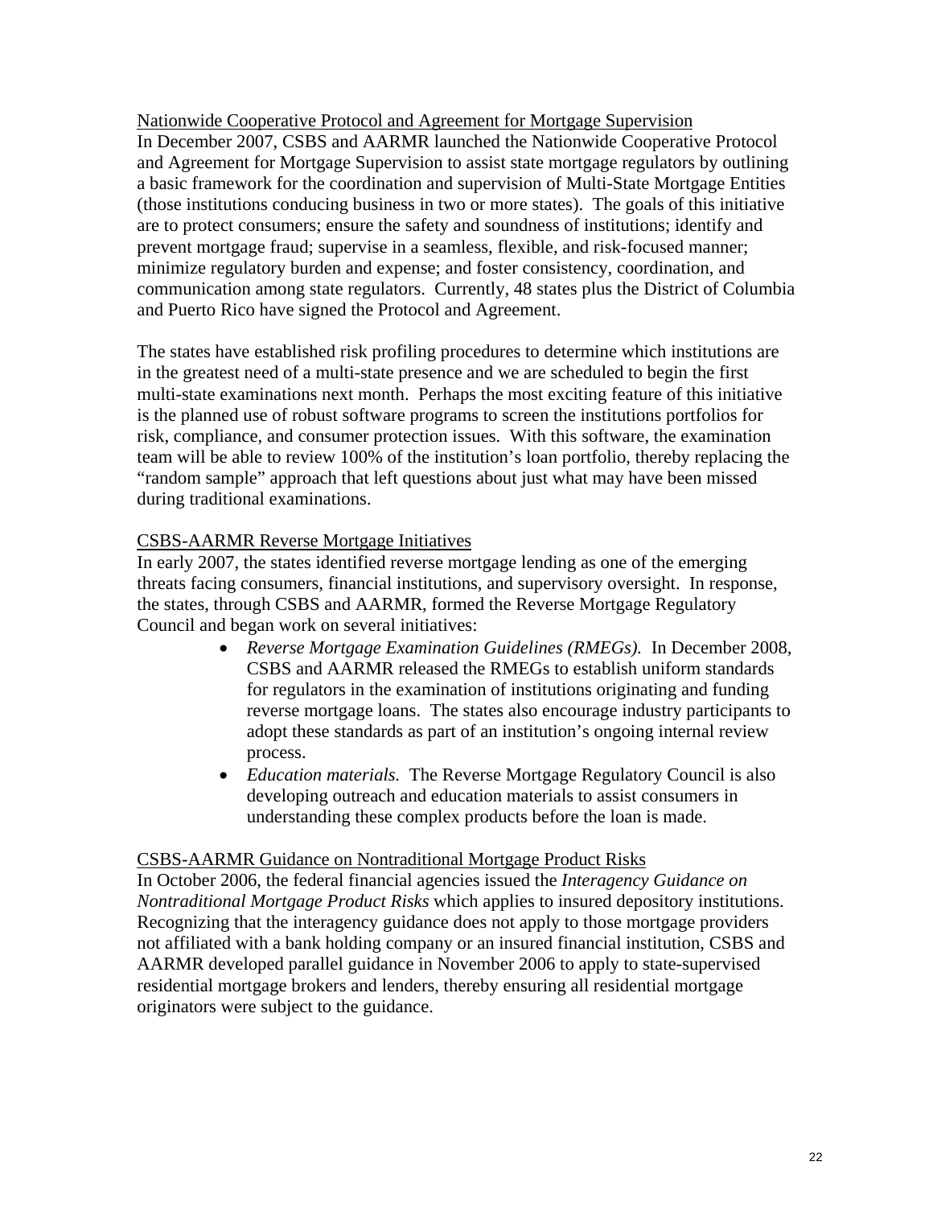Nationwide Cooperative Protocol and Agreement for Mortgage Supervision

In December 2007, CSBS and AARMR launched the Nationwide Cooperative Protocol and Agreement for Mortgage Supervision to assist state mortgage regulators by outlining a basic framework for the coordination and supervision of Multi-State Mortgage Entities (those institutions conducing business in two or more states). The goals of this initiative are to protect consumers; ensure the safety and soundness of institutions; identify and prevent mortgage fraud; supervise in a seamless, flexible, and risk-focused manner; minimize regulatory burden and expense; and foster consistency, coordination, and communication among state regulators. Currently, 48 states plus the District of Columbia and Puerto Rico have signed the Protocol and Agreement.

The states have established risk profiling procedures to determine which institutions are in the greatest need of a multi-state presence and we are scheduled to begin the first multi-state examinations next month. Perhaps the most exciting feature of this initiative is the planned use of robust software programs to screen the institutions portfolios for risk, compliance, and consumer protection issues. With this software, the examination team will be able to review 100% of the institution's loan portfolio, thereby replacing the "random sample" approach that left questions about just what may have been missed during traditional examinations.

CSBS-AARMR Reverse Mortgage Initiatives

In early 2007, the states identified reverse mortgage lending as one of the emerging threats facing consumers, financial institutions, and supervisory oversight. In response, the states, through CSBS and AARMR, formed the Reverse Mortgage Regulatory Council and began work on several initiatives:

- *Reverse Mortgage Examination Guidelines (RMEGs).* In December 2008, CSBS and AARMR released the RMEGs to establish uniform standards for regulators in the examination of institutions originating and funding reverse mortgage loans. The states also encourage industry participants to adopt these standards as part of an institution's ongoing internal review process.
- *Education materials.* The Reverse Mortgage Regulatory Council is also developing outreach and education materials to assist consumers in understanding these complex products before the loan is made.

CSBS-AARMR Guidance on Nontraditional Mortgage Product Risks

In October 2006, the federal financial agencies issued the *Interagency Guidance on Nontraditional Mortgage Product Risks* which applies to insured depository institutions. Recognizing that the interagency guidance does not apply to those mortgage providers not affiliated with a bank holding company or an insured financial institution, CSBS and AARMR developed parallel guidance in November 2006 to apply to state-supervised residential mortgage brokers and lenders, thereby ensuring all residential mortgage originators were subject to the guidance.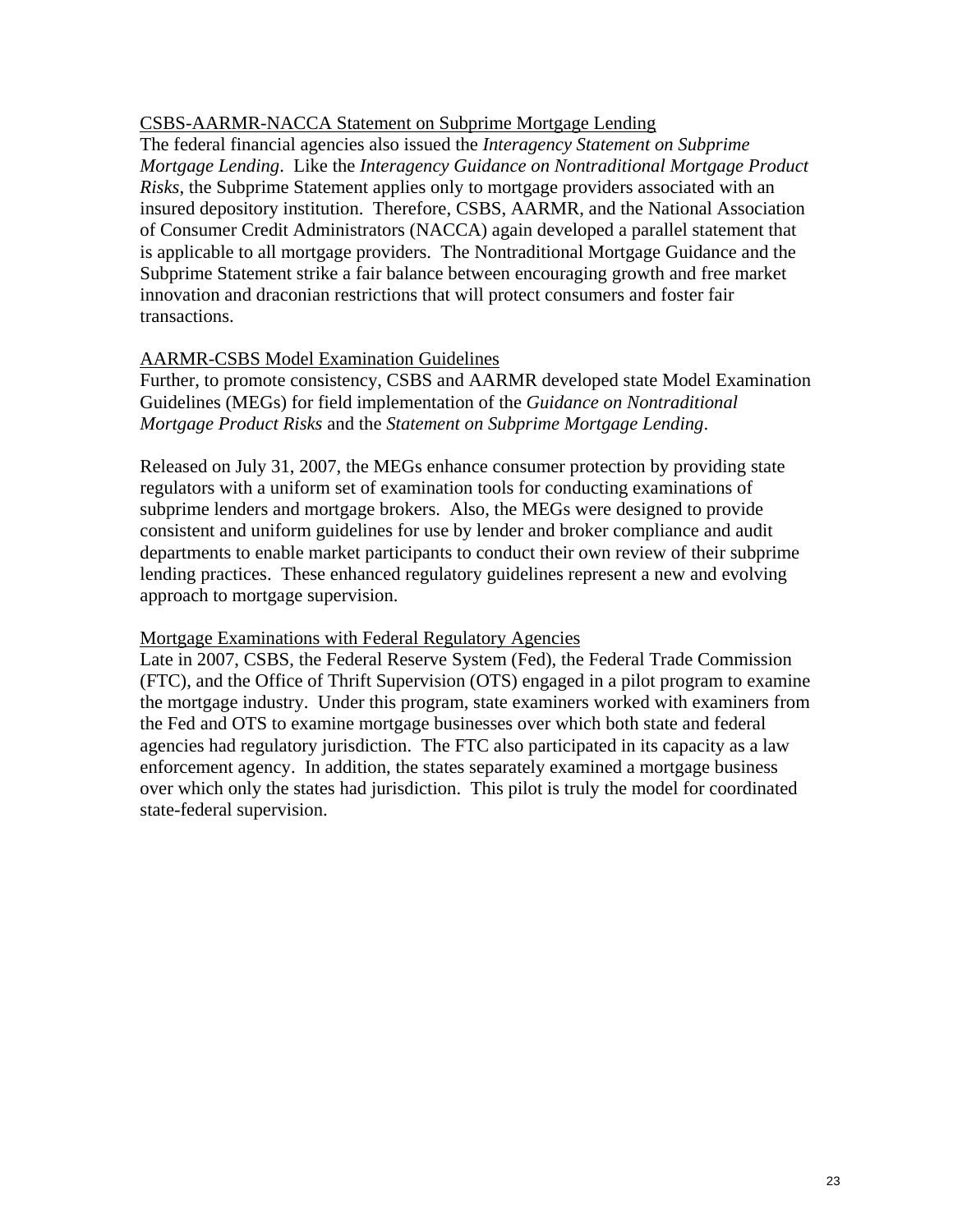<u>CSBS-AARMR-NACCA Statement on Subprime Mortgage Lending</u>

The federal financial agencies also issued the *Interagency Statement on Subprime Mortgage Lending*. Like the *Interagency Guidance on Nontraditional Mortgage Product Risks*, the Subprime Statement applies only to mortgage providers associated with an insured depository institution. Therefore, CSBS, AARMR, and the National Association of Consumer Credit Administrators (NACCA) again developed a parallel statement that is applicable to all mortgage providers. The Nontraditional Mortgage Guidance and the Subprime Statement strike a fair balance between encouraging growth and free market innovation and draconian restrictions that will protect consumers and foster fair transactions.

<u>AARMR-CSBS Model Examination Guidelines</u>

Further, to promote consistency, CSBS and AARMR developed state Model Examination Guidelines (MEGs) for field implementation of the *Guidance on Nontraditional Mortgage Product Risks* and the *Statement on Subprime Mortgage Lending*.

Released on July 31, 2007, the MEGs enhance consumer protection by providing state regulators with a uniform set of examination tools for conducting examinations of subprime lenders and mortgage brokers. Also, the MEGs were designed to provide consistent and uniform guidelines for use by lender and broker compliance and audit departments to enable market participants to conduct their own review of their subprime lending practices. These enhanced regulatory guidelines represent a new and evolving approach to mortgage supervision.

<u>Mortgage Examinations with Federal Regulatory Agencies</u>

Late in 2007, CSBS, the Federal Reserve System (Fed), the Federal Trade Commission (FTC), and the Office of Thrift Supervision (OTS) engaged in a pilot program to examine the mortgage industry. Under this program, state examiners worked with examiners from the Fed and OTS to examine mortgage businesses over which both state and federal agencies had regulatory jurisdiction. The FTC also participated in its capacity as a law enforcement agency. In addition, the states separately examined a mortgage business over which only the states had jurisdiction. This pilot is truly the model for coordinated state-federal supervision.